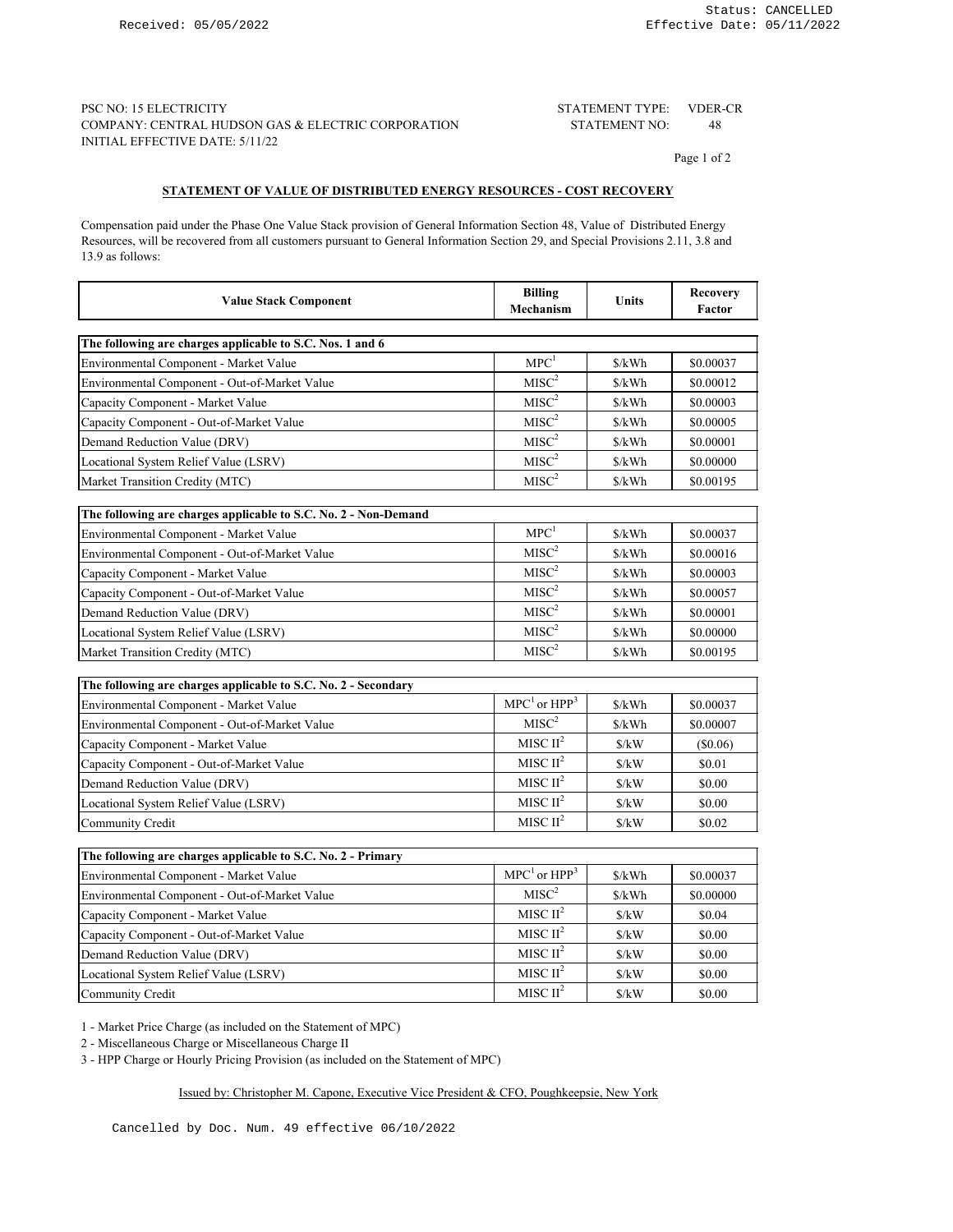Received: 05/05/2022

Status: CANCELLED
Effective Date: 05/11/2022

PSC NO: 15 ELECTRICITY
COMPANY: CENTRAL HUDSON GAS & ELECTRIC CORPORATION
INITIAL EFFECTIVE DATE: 5/11/22

STATEMENT TYPE: VDER-CR
STATEMENT NO: 48

## STATEMENT OF VALUE OF DISTRIBUTED ENERGY RESOURCES - COST RECOVERY

Compensation paid under the Phase One Value Stack provision of General Information Section 48, Value of Distributed Energy Resources, will be recovered from all customers pursuant to General Information Section 29, and Special Provisions 2.11, 3.8 and 13.9 as follows:

| Value Stack Component | Billing Mechanism | Units | Recovery Factor |
|---|---|---|---|
| **The following are charges applicable to S.C. Nos. 1 and 6** | | | |
| Environmental Component - Market Value | MPC[1] | $/kWh | $0.00037 |
| Environmental Component - Out-of-Market Value | MISC[2] | $/kWh | $0.00012 |
| Capacity Component - Market Value | MISC[2] | $/kWh | $0.00003 |
| Capacity Component - Out-of-Market Value | MISC[2] | $/kWh | $0.00005 |
| Demand Reduction Value (DRV) | MISC[2] | $/kWh | $0.00001 |
| Locational System Relief Value (LSRV) | MISC[2] | $/kWh | $0.00000 |
| Market Transition Credity (MTC) | MISC[2] | $/kWh | $0.00195 |
| **The following are charges applicable to S.C. No. 2 - Non-Demand** | | | |
| Environmental Component - Market Value | MPC[1] | $/kWh | $0.00037 |
| Environmental Component - Out-of-Market Value | MISC[2] | $/kWh | $0.00016 |
| Capacity Component - Market Value | MISC[2] | $/kWh | $0.00003 |
| Capacity Component - Out-of-Market Value | MISC[2] | $/kWh | $0.00057 |
| Demand Reduction Value (DRV) | MISC[2] | $/kWh | $0.00001 |
| Locational System Relief Value (LSRV) | MISC[2] | $/kWh | $0.00000 |
| Market Transition Credity (MTC) | MISC[2] | $/kWh | $0.00195 |
| **The following are charges applicable to S.C. No. 2 - Secondary** | | | |
| Environmental Component - Market Value | MPC[1] or HPP[3] | $/kWh | $0.00037 |
| Environmental Component - Out-of-Market Value | MISC[2] | $/kWh | $0.00007 |
| Capacity Component - Market Value | MISC II[2] | $/kW | ($0.06) |
| Capacity Component - Out-of-Market Value | MISC II[2] | $/kW | $0.01 |
| Demand Reduction Value (DRV) | MISC II[2] | $/kW | $0.00 |
| Locational System Relief Value (LSRV) | MISC II[2] | $/kW | $0.00 |
| Community Credit | MISC II[2] | $/kW | $0.02 |
| **The following are charges applicable to S.C. No. 2 - Primary** | | | |
| Environmental Component - Market Value | MPC[1] or HPP[3] | $/kWh | $0.00037 |
| Environmental Component - Out-of-Market Value | MISC[2] | $/kWh | $0.00000 |
| Capacity Component - Market Value | MISC II[2] | $/kW | $0.04 |
| Capacity Component - Out-of-Market Value | MISC II[2] | $/kW | $0.00 |
| Demand Reduction Value (DRV) | MISC II[2] | $/kW | $0.00 |
| Locational System Relief Value (LSRV) | MISC II[2] | $/kW | $0.00 |
| Community Credit | MISC II[2] | $/kW | $0.00 |

1 - Market Price Charge (as included on the Statement of MPC)

2 - Miscellaneous Charge or Miscellaneous Charge II

3 - HPP Charge or Hourly Pricing Provision (as included on the Statement of MPC)

Issued by: Christopher M. Capone, Executive Vice President & CFO, Poughkeepsie, New York

Cancelled by Doc. Num. 49 effective 06/10/2022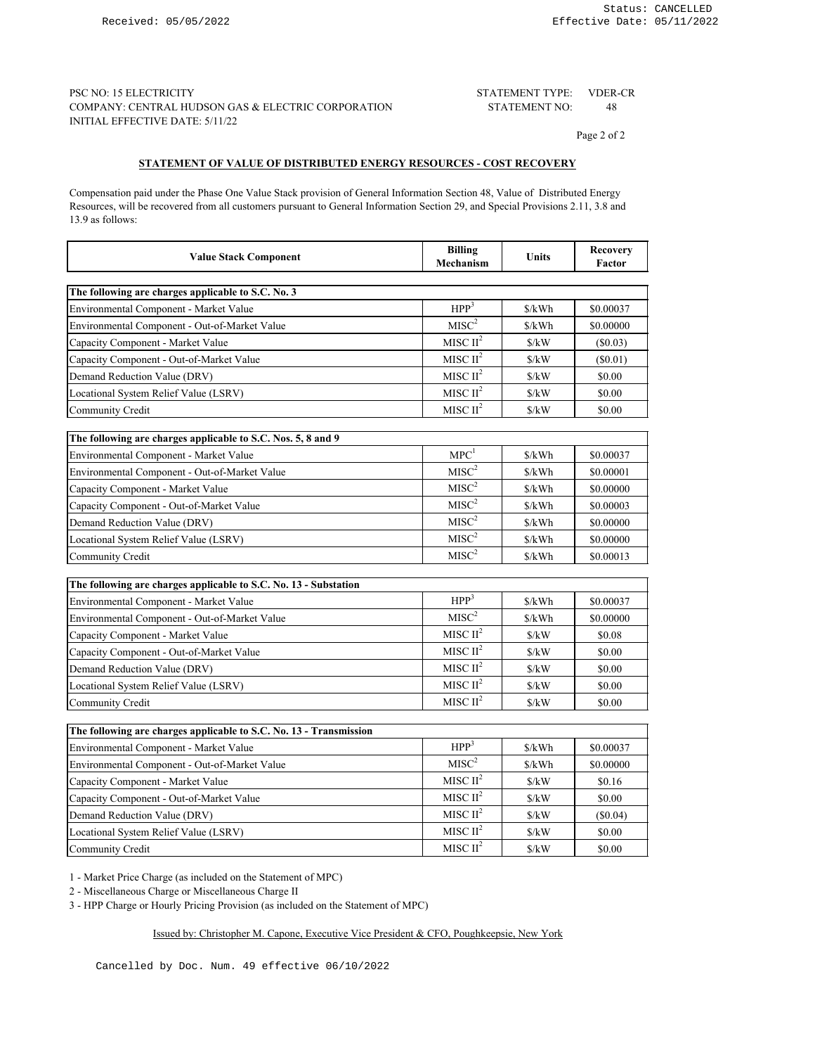Status: CANCELLED

Received: 05/05/2022 Effective Date: 05/11/2022

PSC NO: 15 ELECTRICITY STATEMENT TYPE: VDER-CR
COMPANY: CENTRAL HUDSON GAS & ELECTRIC CORPORATION STATEMENT NO: 48
INITIAL EFFECTIVE DATE: 5/11/22

## STATEMENT OF VALUE OF DISTRIBUTED ENERGY RESOURCES - COST RECOVERY

Compensation paid under the Phase One Value Stack provision of General Information Section 48, Value of Distributed Energy Resources, will be recovered from all customers pursuant to General Information Section 29, and Special Provisions 2.11, 3.8 and 13.9 as follows:

| Value Stack Component | Billing Mechanism | Units | Recovery Factor |
|---|---|---|---|
| **The following are charges applicable to S.C. No. 3** | | | |
| Environmental Component - Market Value | HPP[3] | $/kWh | $0.00037 |
| Environmental Component - Out-of-Market Value | MISC[2] | $/kWh | $0.00000 |
| Capacity Component - Market Value | MISC II[2] | $/kW | ($0.03) |
| Capacity Component - Out-of-Market Value | MISC II[2] | $/kW | ($0.01) |
| Demand Reduction Value (DRV) | MISC II[2] | $/kW | $0.00 |
| Locational System Relief Value (LSRV) | MISC II[2] | $/kW | $0.00 |
| Community Credit | MISC II[2] | $/kW | $0.00 |
| **The following are charges applicable to S.C. Nos. 5, 8 and 9** | | | |
| Environmental Component - Market Value | MPC[1] | $/kWh | $0.00037 |
| Environmental Component - Out-of-Market Value | MISC[2] | $/kWh | $0.00001 |
| Capacity Component - Market Value | MISC[2] | $/kWh | $0.00000 |
| Capacity Component - Out-of-Market Value | MISC[2] | $/kWh | $0.00003 |
| Demand Reduction Value (DRV) | MISC[2] | $/kWh | $0.00000 |
| Locational System Relief Value (LSRV) | MISC[2] | $/kWh | $0.00000 |
| Community Credit | MISC[2] | $/kWh | $0.00013 |
| **The following are charges applicable to S.C. No. 13 - Substation** | | | |
| Environmental Component - Market Value | HPP[3] | $/kWh | $0.00037 |
| Environmental Component - Out-of-Market Value | MISC[2] | $/kWh | $0.00000 |
| Capacity Component - Market Value | MISC II[2] | $/kW | $0.08 |
| Capacity Component - Out-of-Market Value | MISC II[2] | $/kW | $0.00 |
| Demand Reduction Value (DRV) | MISC II[2] | $/kW | $0.00 |
| Locational System Relief Value (LSRV) | MISC II[2] | $/kW | $0.00 |
| Community Credit | MISC II[2] | $/kW | $0.00 |
| **The following are charges applicable to S.C. No. 13 - Transmission** | | | |
| Environmental Component - Market Value | HPP[3] | $/kWh | $0.00037 |
| Environmental Component - Out-of-Market Value | MISC[2] | $/kWh | $0.00000 |
| Capacity Component - Market Value | MISC II[2] | $/kW | $0.16 |
| Capacity Component - Out-of-Market Value | MISC II[2] | $/kW | $0.00 |
| Demand Reduction Value (DRV) | MISC II[2] | $/kW | ($0.04) |
| Locational System Relief Value (LSRV) | MISC II[2] | $/kW | $0.00 |
| Community Credit | MISC II[2] | $/kW | $0.00 |

1 - Market Price Charge (as included on the Statement of MPC)

2 - Miscellaneous Charge or Miscellaneous Charge II

3 - HPP Charge or Hourly Pricing Provision (as included on the Statement of MPC)

Issued by: Christopher M. Capone, Executive Vice President & CFO, Poughkeepsie, New York

Cancelled by Doc. Num. 49 effective 06/10/2022